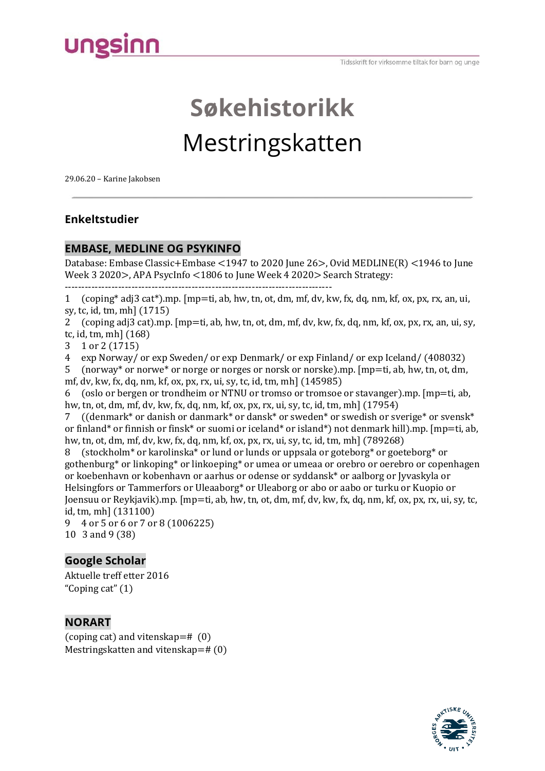# Søkehistorikk

# Mestringskatten

29.06.20 – Karine Jakobsen

---

## Enkeltstudier

### EMBASE, MEDLINE OG PSYKINFO

Database: Embase Classic+Embase <1947 to 2020 June 26>, Ovid MEDLINE(R) <1946 to June Week 3 2020>, APA PsycInfo <1806 to June Week 4 2020> Search Strategy:

--------------------------------------------------------------------------------

1 (coping* adj3 cat*).mp. [mp=ti, ab, hw, tn, ot, dm, mf, dv, kw, fx, dq, nm, kf, ox, px, rx, an, ui, sy, tc, id, tm, mh] (1715)

2 (coping adj3 cat).mp. [mp=ti, ab, hw, tn, ot, dm, mf, dv, kw, fx, dq, nm, kf, ox, px, rx, an, ui, sy, tc, id, tm, mh] (168)

3 1 or 2 (1715)

4 exp Norway/ or exp Sweden/ or exp Denmark/ or exp Finland/ or exp Iceland/ (408032)

5 (norway* or norwe* or norge or norges or norsk or norske).mp. [mp=ti, ab, hw, tn, ot, dm, mf, dv, kw, fx, dq, nm, kf, ox, px, rx, ui, sy, tc, id, tm, mh] (145985)

6 (oslo or bergen or trondheim or NTNU or tromso or tromsoe or stavanger).mp. [mp=ti, ab, hw, tn, ot, dm, mf, dv, kw, fx, dq, nm, kf, ox, px, rx, ui, sy, tc, id, tm, mh] (17954)

7 ((denmark* or danish or danmark* or dansk* or sweden* or swedish or sverige* or svensk* or finland* or finnish or finsk* or suomi or iceland* or island*) not denmark hill).mp. [mp=ti, ab, hw, tn, ot, dm, mf, dv, kw, fx, dq, nm, kf, ox, px, rx, ui, sy, tc, id, tm, mh] (789268)

8 (stockholm* or karolinska* or lund or lunds or uppsala or goteborg* or goeteborg* or gothenburg* or linkoping* or linkoeping* or umea or umeaa or orebro or oerebro or copenhagen or koebenhavn or kobenhavn or aarhus or odense or syddansk* or aalborg or Jyvaskyla or Helsingfors or Tammerfors or Uleaaborg* or Uleaborg or abo or aabo or turku or Kuopio or Joensuu or Reykjavik).mp. [mp=ti, ab, hw, tn, ot, dm, mf, dv, kw, fx, dq, nm, kf, ox, px, rx, ui, sy, tc, id, tm, mh] (131100)

9 4 or 5 or 6 or 7 or 8 (1006225)

10 3 and 9 (38)

### Google Scholar

Aktuelle treff etter 2016

"Coping cat" (1)

### NORART

(coping cat) and vitenskap=# (0)

Mestringskatten and vitenskap=# (0)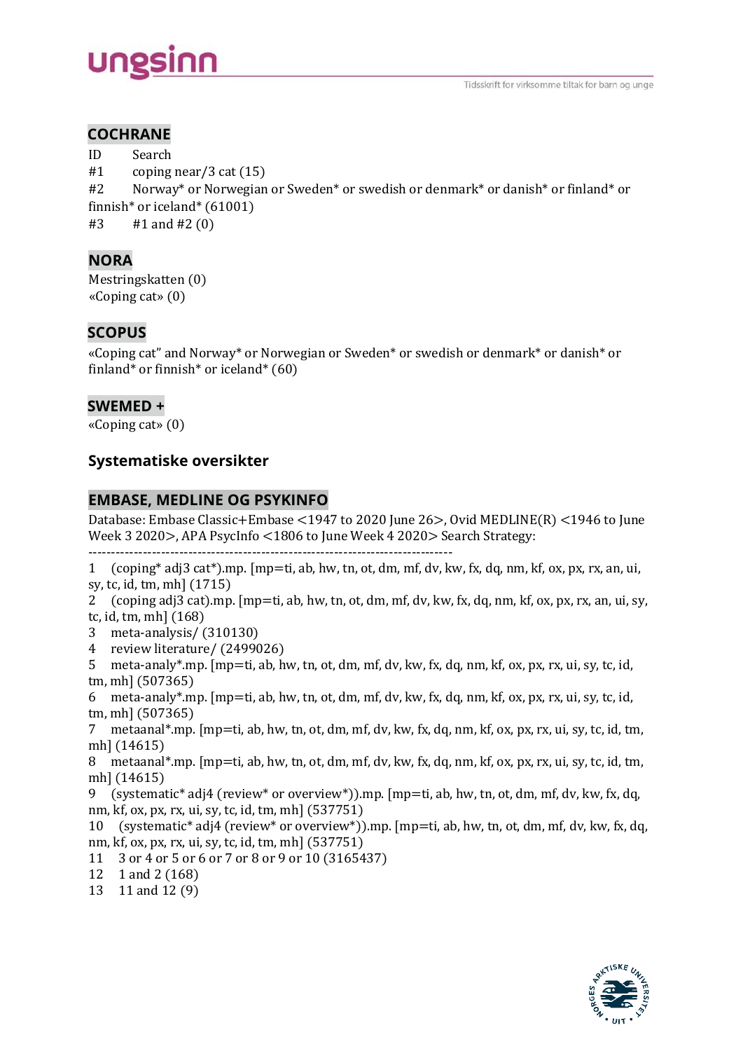## COCHRANE

ID Search
#1 coping near/3 cat (15)
#2 Norway* or Norwegian or Sweden* or swedish or denmark* or danish* or finland* or finnish* or iceland* (61001)
#3 #1 and #2 (0)

## NORA

Mestringskatten (0)
«Coping cat» (0)

## SCOPUS

«Coping cat" and Norway* or Norwegian or Sweden* or swedish or denmark* or danish* or finland* or finnish* or iceland* (60)

## SWEMED +

«Coping cat» (0)

### Systematiske oversikter

## EMBASE, MEDLINE OG PSYKINFO

Database: Embase Classic+Embase <1947 to 2020 June 26>, Ovid MEDLINE(R) <1946 to June Week 3 2020>, APA PsycInfo <1806 to June Week 4 2020> Search Strategy:

--------------------------------------------------------------------------------

1 (coping* adj3 cat*).mp. [mp=ti, ab, hw, tn, ot, dm, mf, dv, kw, fx, dq, nm, kf, ox, px, rx, an, ui, sy, tc, id, tm, mh] (1715)
2 (coping adj3 cat).mp. [mp=ti, ab, hw, tn, ot, dm, mf, dv, kw, fx, dq, nm, kf, ox, px, rx, an, ui, sy, tc, id, tm, mh] (168)
3 meta-analysis/ (310130)
4 review literature/ (2499026)
5 meta-analy*.mp. [mp=ti, ab, hw, tn, ot, dm, mf, dv, kw, fx, dq, nm, kf, ox, px, rx, ui, sy, tc, id, tm, mh] (507365)
6 meta-analy*.mp. [mp=ti, ab, hw, tn, ot, dm, mf, dv, kw, fx, dq, nm, kf, ox, px, rx, ui, sy, tc, id, tm, mh] (507365)
7 metaanal*.mp. [mp=ti, ab, hw, tn, ot, dm, mf, dv, kw, fx, dq, nm, kf, ox, px, rx, ui, sy, tc, id, tm, mh] (14615)
8 metaanal*.mp. [mp=ti, ab, hw, tn, ot, dm, mf, dv, kw, fx, dq, nm, kf, ox, px, rx, ui, sy, tc, id, tm, mh] (14615)
9 (systematic* adj4 (review* or overview*)).mp. [mp=ti, ab, hw, tn, ot, dm, mf, dv, kw, fx, dq, nm, kf, ox, px, rx, ui, sy, tc, id, tm, mh] (537751)
10 (systematic* adj4 (review* or overview*)).mp. [mp=ti, ab, hw, tn, ot, dm, mf, dv, kw, fx, dq, nm, kf, ox, px, rx, ui, sy, tc, id, tm, mh] (537751)
11 3 or 4 or 5 or 6 or 7 or 8 or 9 or 10 (3165437)
12 1 and 2 (168)
13 11 and 12 (9)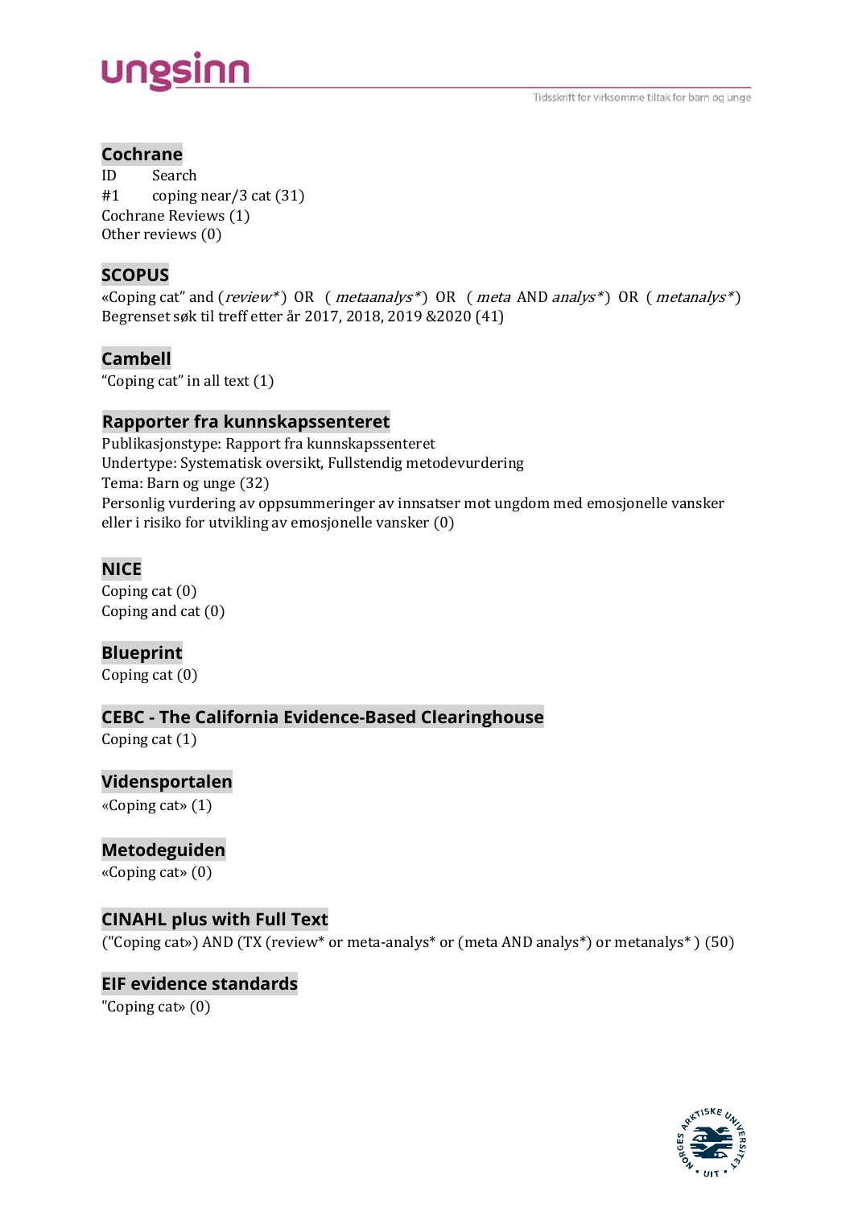## Cochrane

ID Search

#1 coping near/3 cat (31)

Cochrane Reviews (1)

Other reviews (0)

## SCOPUS

«Coping cat" and (*review**) OR ( *metaanalys**) OR ( *meta* AND *analys**) OR ( *metanalys**)

Begrenset søk til treff etter år 2017, 2018, 2019 &2020 (41)

## Cambell

"Coping cat" in all text (1)

## Rapporter fra kunnskapssenteret

Publikasjonstype: Rapport fra kunnskapssenteret

Undertype: Systematisk oversikt, Fullstendig metodevurdering

Tema: Barn og unge (32)

Personlig vurdering av oppsummeringer av innsatser mot ungdom med emosjonelle vansker eller i risiko for utvikling av emosjonelle vansker (0)

## NICE

Coping cat (0)

Coping and cat (0)

## Blueprint

Coping cat (0)

## CEBC - The California Evidence-Based Clearinghouse

Coping cat (1)

## Vidensportalen

«Coping cat» (1)

## Metodeguiden

«Coping cat» (0)

## CINAHL plus with Full Text

("Coping cat») AND (TX (review* or meta-analys* or (meta AND analys*) or metanalys* ) (50)

## EIF evidence standards

"Coping cat» (0)